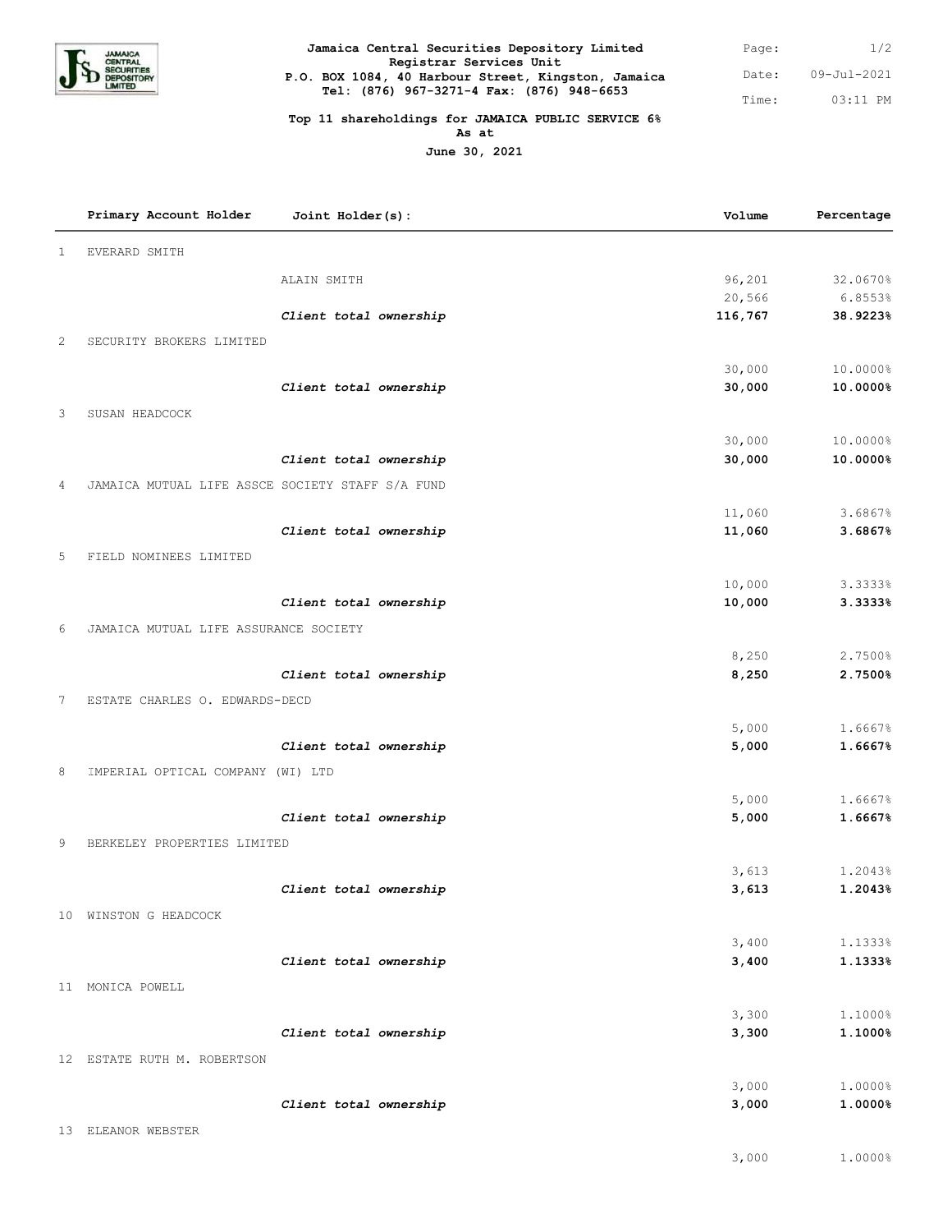**Jamaica Central Securities Depository Limited**
**Registrar Services Unit**
**P.O. BOX 1084, 40 Harbour Street, Kingston, Jamaica**
**Tel: (876) 967-3271-4 Fax: (876) 948-6653**

Date: 09-Jul-2021
Time: 03:11 PM

**Top 11 shareholdings for JAMAICA PUBLIC SERVICE 6%**
**As at**
**June 30, 2021**

| | Primary Account Holder | Joint Holder(s): | Volume | Percentage |
|---|---|---|---|---|
| 1 | EVERARD SMITH | | | |
| | | ALAIN SMITH | 96,201 | 32.0670% |
| | | | 20,566 | 6.8553% |
| | | ***Client total ownership*** | **116,767** | **38.9223%** |
| 2 | SECURITY BROKERS LIMITED | | | |
| | | | 30,000 | 10.0000% |
| | | ***Client total ownership*** | **30,000** | **10.0000%** |
| 3 | SUSAN HEADCOCK | | | |
| | | | 30,000 | 10.0000% |
| | | ***Client total ownership*** | **30,000** | **10.0000%** |
| 4 | JAMAICA MUTUAL LIFE ASSCE SOCIETY STAFF S/A FUND | | | |
| | | | 11,060 | 3.6867% |
| | | ***Client total ownership*** | **11,060** | **3.6867%** |
| 5 | FIELD NOMINEES LIMITED | | | |
| | | | 10,000 | 3.3333% |
| | | ***Client total ownership*** | **10,000** | **3.3333%** |
| 6 | JAMAICA MUTUAL LIFE ASSURANCE SOCIETY | | | |
| | | | 8,250 | 2.7500% |
| | | ***Client total ownership*** | **8,250** | **2.7500%** |
| 7 | ESTATE CHARLES O. EDWARDS-DECD | | | |
| | | | 5,000 | 1.6667% |
| | | ***Client total ownership*** | **5,000** | **1.6667%** |
| 8 | IMPERIAL OPTICAL COMPANY (WI) LTD | | | |
| | | | 5,000 | 1.6667% |
| | | ***Client total ownership*** | **5,000** | **1.6667%** |
| 9 | BERKELEY PROPERTIES LIMITED | | | |
| | | | 3,613 | 1.2043% |
| | | ***Client total ownership*** | **3,613** | **1.2043%** |
| 10 | WINSTON G HEADCOCK | | | |
| | | | 3,400 | 1.1333% |
| | | ***Client total ownership*** | **3,400** | **1.1333%** |
| 11 | MONICA POWELL | | | |
| | | | 3,300 | 1.1000% |
| | | ***Client total ownership*** | **3,300** | **1.1000%** |
| 12 | ESTATE RUTH M. ROBERTSON | | | |
| | | | 3,000 | 1.0000% |
| | | ***Client total ownership*** | **3,000** | **1.0000%** |
| 13 | ELEANOR WEBSTER | | | |
| | | | 3,000 | 1.0000% |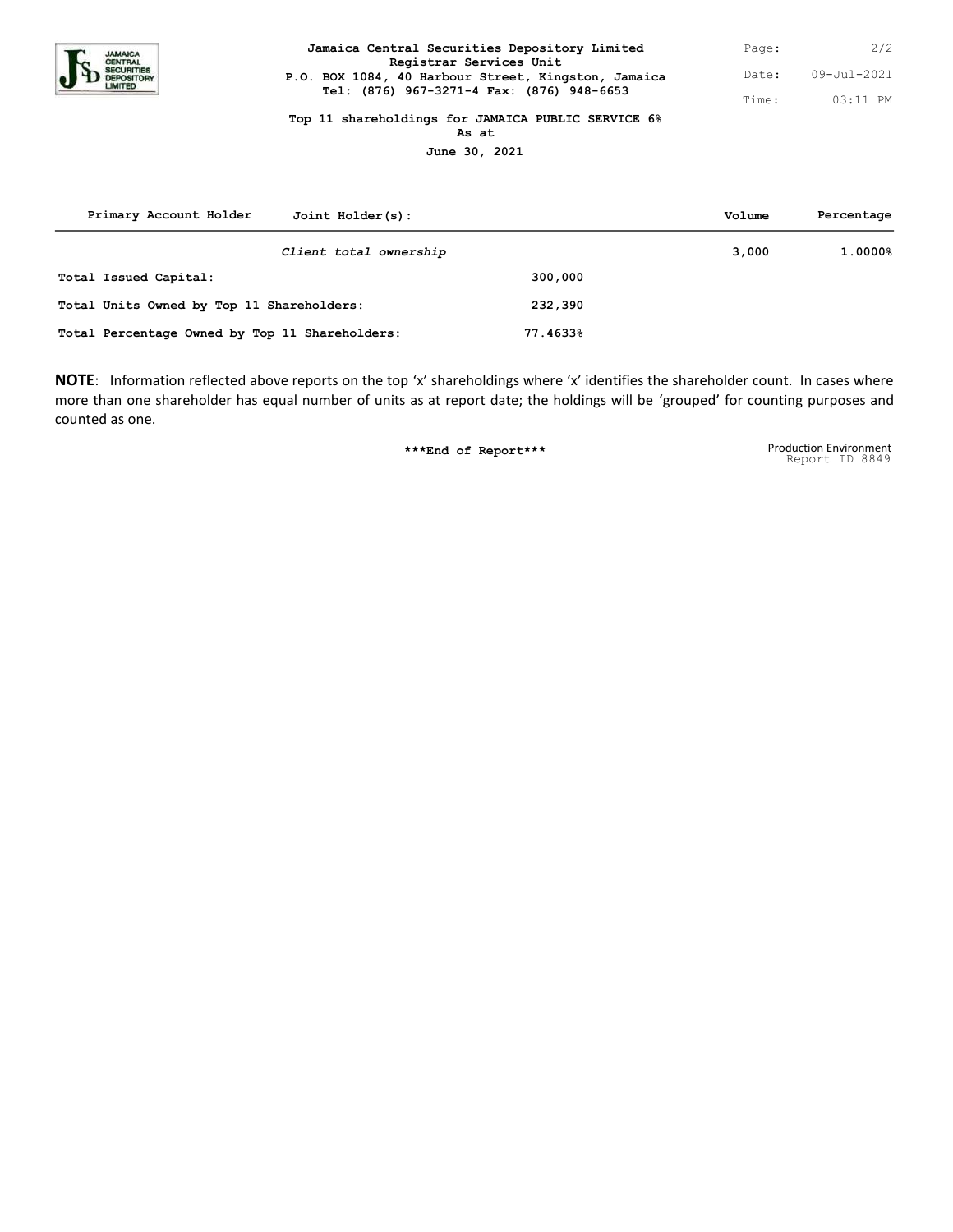**Jamaica Central Securities Depository Limited**
**Registrar Services Unit**
**P.O. BOX 1084, 40 Harbour Street, Kingston, Jamaica**
**Tel: (876) 967-3271-4 Fax: (876) 948-6653**

Date: 09-Jul-2021
Time: 03:11 PM

**Top 11 shareholdings for JAMAICA PUBLIC SERVICE 6%**
**As at**
**June 30, 2021**

| Primary Account Holder | Joint Holder(s): | | Volume | Percentage |
|---|---|---|---|---|
| | *Client total ownership* | | **3,000** | **1.0000%** |
| **Total Issued Capital:** | | **300,000** | | |
| **Total Units Owned by Top 11 Shareholders:** | | **232,390** | | |
| **Total Percentage Owned by Top 11 Shareholders:** | | **77.4633%** | | |

**NOTE**: Information reflected above reports on the top 'x' shareholdings where 'x' identifies the shareholder count. In cases where more than one shareholder has equal number of units as at report date; the holdings will be 'grouped' for counting purposes and counted as one.

**\*\*\*End of Report\*\*\***

Production Environment
Report ID 8849